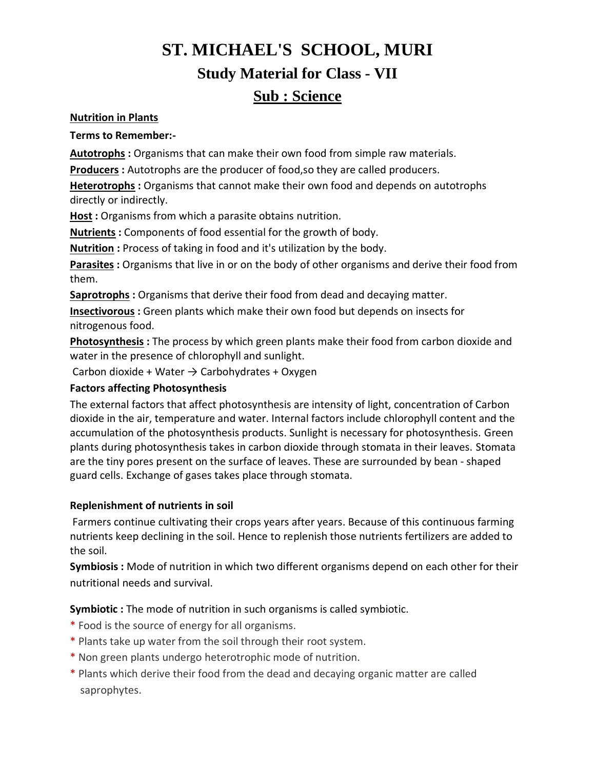# ST. MICHAEL'S SCHOOL, MURI

## Study Material for Class - VII

## <u>Sub : Science</u>

**<u>Nutrition in Plants</u>**

**Terms to Remember:-**

**<u>Autotrophs</u> :** Organisms that can make their own food from simple raw materials.

**<u>Producers</u> :** Autotrophs are the producer of food,so they are called producers.

**<u>Heterotrophs</u> :** Organisms that cannot make their own food and depends on autotrophs directly or indirectly.

**<u>Host</u> :** Organisms from which a parasite obtains nutrition.

**<u>Nutrients</u> :** Components of food essential for the growth of body.

**<u>Nutrition</u> :** Process of taking in food and it's utilization by the body.

**<u>Parasites</u> :** Organisms that live in or on the body of other organisms and derive their food from them.

**<u>Saprotrophs</u> :** Organisms that derive their food from dead and decaying matter.

**<u>Insectivorous</u> :** Green plants which make their own food but depends on insects for nitrogenous food.

**<u>Photosynthesis</u> :** The process by which green plants make their food from carbon dioxide and water in the presence of chlorophyll and sunlight.

Carbon dioxide + Water → Carbohydrates + Oxygen

**Factors affecting Photosynthesis**

The external factors that affect photosynthesis are intensity of light, concentration of Carbon dioxide in the air, temperature and water. Internal factors include chlorophyll content and the accumulation of the photosynthesis products. Sunlight is necessary for photosynthesis. Green plants during photosynthesis takes in carbon dioxide through stomata in their leaves. Stomata are the tiny pores present on the surface of leaves. These are surrounded by bean - shaped guard cells. Exchange of gases takes place through stomata.

**Replenishment of nutrients in soil**

Farmers continue cultivating their crops years after years. Because of this continuous farming nutrients keep declining in the soil. Hence to replenish those nutrients fertilizers are added to the soil.

**Symbiosis :** Mode of nutrition in which two different organisms depend on each other for their nutritional needs and survival.

**Symbiotic :** The mode of nutrition in such organisms is called symbiotic.

- Food is the source of energy for all organisms.
- Plants take up water from the soil through their root system.
- Non green plants undergo heterotrophic mode of nutrition.
- Plants which derive their food from the dead and decaying organic matter are called saprophytes.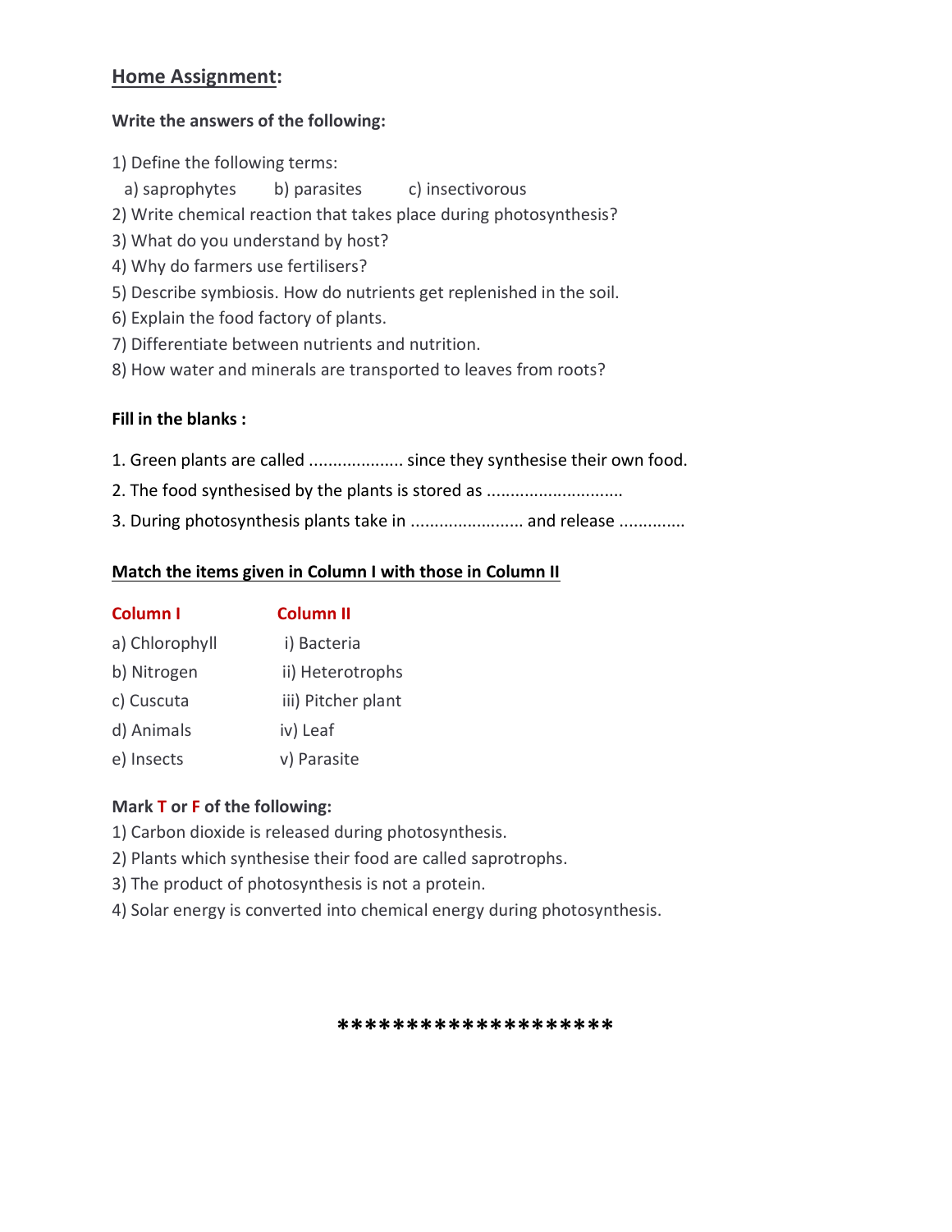## Home Assignment:

**Write the answers of the following:**

1) Define the following terms:
   a) saprophytes  b) parasites  c) insectivorous
2) Write chemical reaction that takes place during photosynthesis?
3) What do you understand by host?
4) Why do farmers use fertilisers?
5) Describe symbiosis. How do nutrients get replenished in the soil.
6) Explain the food factory of plants.
7) Differentiate between nutrients and nutrition.
8) How water and minerals are transported to leaves from roots?

**Fill in the blanks :**

1. Green plants are called .................... since they synthesise their own food.
2. The food synthesised by the plants is stored as .............................
3. During photosynthesis plants take in ........................ and release .............

**Match the items given in Column I with those in Column II**

| Column I | Column II |
|---|---|
| a) Chlorophyll | i) Bacteria |
| b) Nitrogen | ii) Heterotrophs |
| c) Cuscuta | iii) Pitcher plant |
| d) Animals | iv) Leaf |
| e) Insects | v) Parasite |

**Mark T or F of the following:**

1) Carbon dioxide is released during photosynthesis.
2) Plants which synthesise their food are called saprotrophs.
3) The product of photosynthesis is not a protein.
4) Solar energy is converted into chemical energy during photosynthesis.

********************